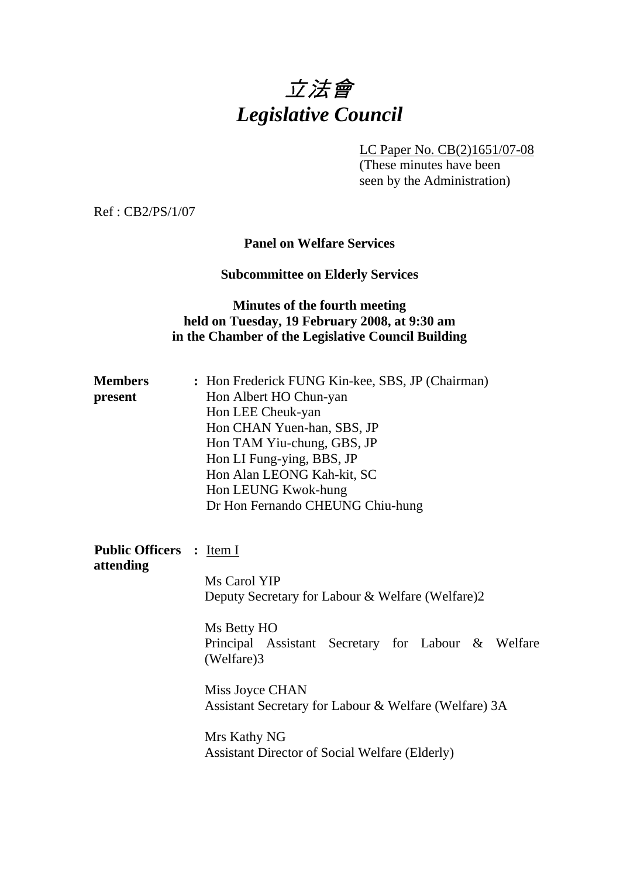# *立法會*
# *Legislative Council*

LC Paper No. CB(2)1651/07-08
(These minutes have been seen by the Administration)

Ref : CB2/PS/1/07

**Panel on Welfare Services**

**Subcommittee on Elderly Services**

**Minutes of the fourth meeting**
**held on Tuesday, 19 February 2008, at 9:30 am**
**in the Chamber of the Legislative Council Building**

**Members present** :
Hon Frederick FUNG Kin-kee, SBS, JP (Chairman)
Hon Albert HO Chun-yan
Hon LEE Cheuk-yan
Hon CHAN Yuen-han, SBS, JP
Hon TAM Yiu-chung, GBS, JP
Hon LI Fung-ying, BBS, JP
Hon Alan LEONG Kah-kit, SC
Hon LEUNG Kwok-hung
Dr Hon Fernando CHEUNG Chiu-hung

**Public Officers attending** : Item I

Ms Carol YIP
Deputy Secretary for Labour & Welfare (Welfare)2

Ms Betty HO
Principal Assistant Secretary for Labour & Welfare (Welfare)3

Miss Joyce CHAN
Assistant Secretary for Labour & Welfare (Welfare) 3A

Mrs Kathy NG
Assistant Director of Social Welfare (Elderly)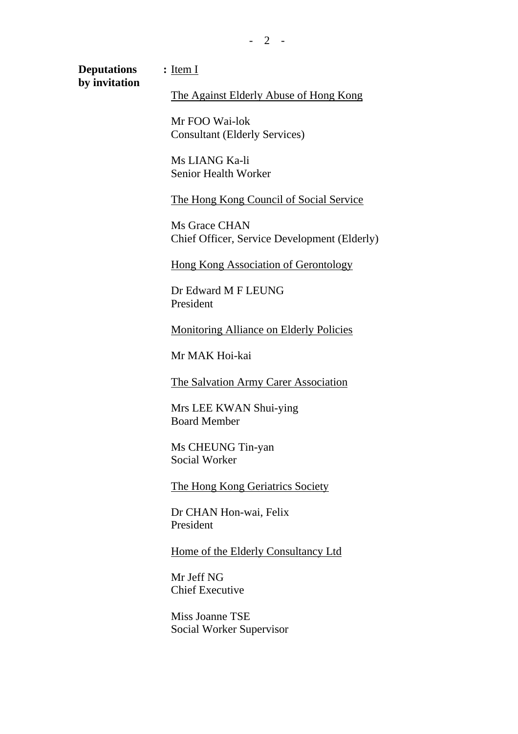**Deputations by invitation** **:** Item I

The Against Elderly Abuse of Hong Kong

Mr FOO Wai-lok
Consultant (Elderly Services)

Ms LIANG Ka-li
Senior Health Worker

The Hong Kong Council of Social Service

Ms Grace CHAN
Chief Officer, Service Development (Elderly)

Hong Kong Association of Gerontology

Dr Edward M F LEUNG
President

Monitoring Alliance on Elderly Policies

Mr MAK Hoi-kai

The Salvation Army Carer Association

Mrs LEE KWAN Shui-ying
Board Member

Ms CHEUNG Tin-yan
Social Worker

The Hong Kong Geriatrics Society

Dr CHAN Hon-wai, Felix
President

Home of the Elderly Consultancy Ltd

Mr Jeff NG
Chief Executive

Miss Joanne TSE
Social Worker Supervisor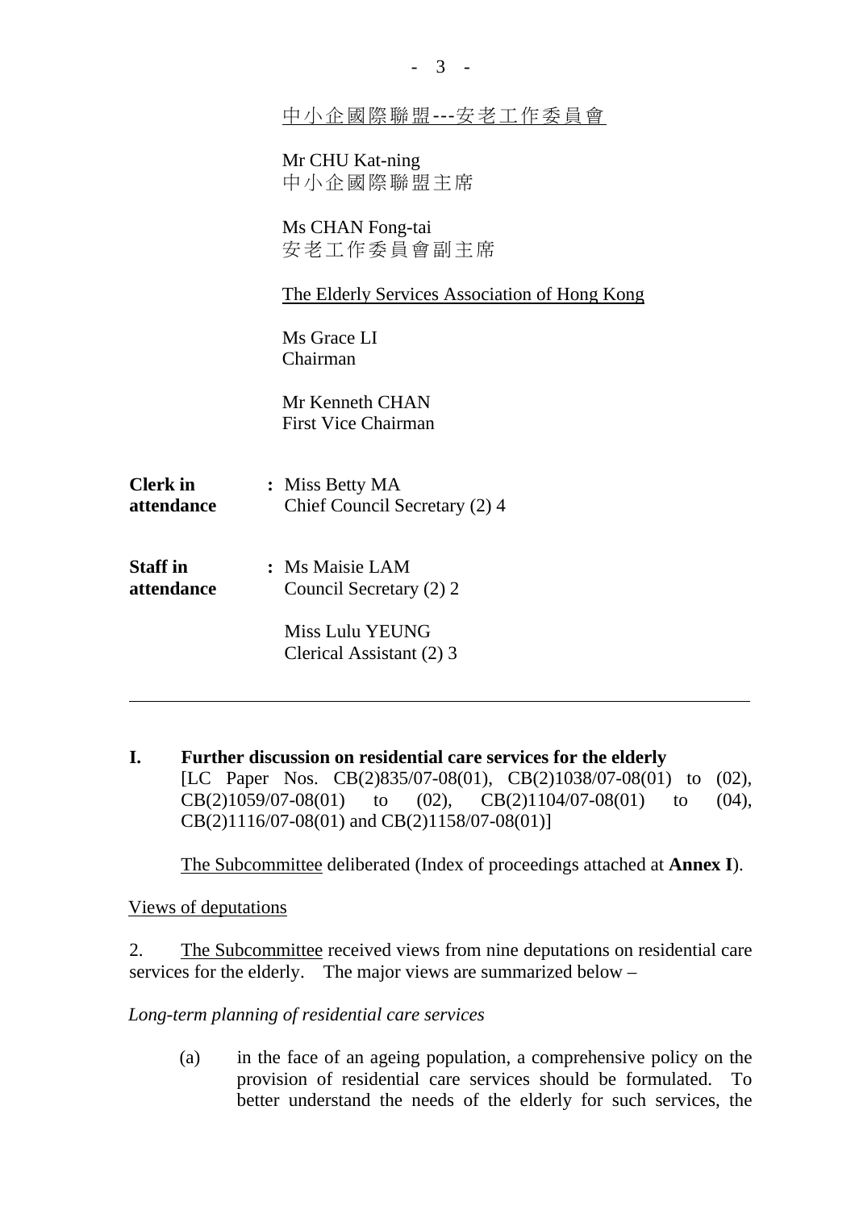<u>中小企國際聯盟---安老工作委員會</u>

Mr CHU Kat-ning
中小企國際聯盟主席

Ms CHAN Fong-tai
安老工作委員會副主席

<u>The Elderly Services Association of Hong Kong</u>

Ms Grace LI
Chairman

Mr Kenneth CHAN
First Vice Chairman

**Clerk in attendance** : Miss Betty MA
Chief Council Secretary (2) 4

**Staff in attendance** : Ms Maisie LAM
Council Secretary (2) 2

Miss Lulu YEUNG
Clerical Assistant (2) 3

---

**I. Further discussion on residential care services for the elderly**
[LC Paper Nos. CB(2)835/07-08(01), CB(2)1038/07-08(01) to (02), CB(2)1059/07-08(01) to (02), CB(2)1104/07-08(01) to (04), CB(2)1116/07-08(01) and CB(2)1158/07-08(01)]

<u>The Subcommittee</u> deliberated (Index of proceedings attached at **Annex I**).

<u>Views of deputations</u>

2. <u>The Subcommittee</u> received views from nine deputations on residential care services for the elderly. The major views are summarized below –

*Long-term planning of residential care services*

(a) in the face of an ageing population, a comprehensive policy on the provision of residential care services should be formulated. To better understand the needs of the elderly for such services, the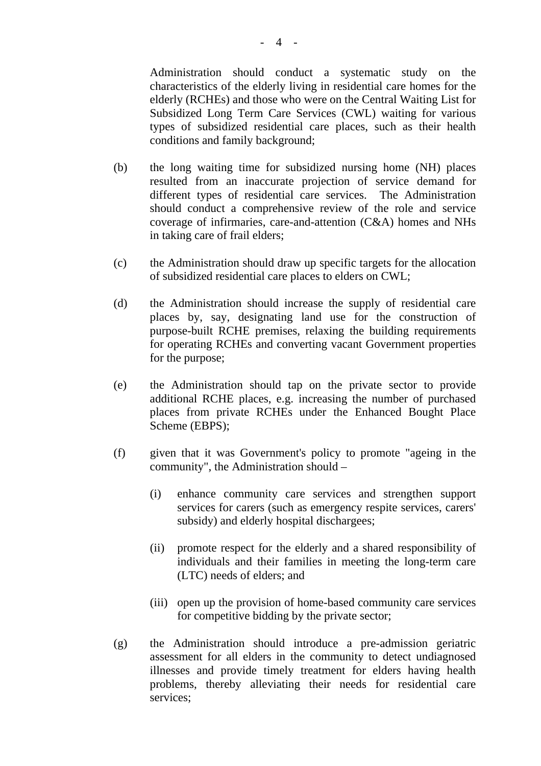Administration should conduct a systematic study on the characteristics of the elderly living in residential care homes for the elderly (RCHEs) and those who were on the Central Waiting List for Subsidized Long Term Care Services (CWL) waiting for various types of subsidized residential care places, such as their health conditions and family background;

(b) the long waiting time for subsidized nursing home (NH) places resulted from an inaccurate projection of service demand for different types of residential care services. The Administration should conduct a comprehensive review of the role and service coverage of infirmaries, care-and-attention (C&A) homes and NHs in taking care of frail elders;

(c) the Administration should draw up specific targets for the allocation of subsidized residential care places to elders on CWL;

(d) the Administration should increase the supply of residential care places by, say, designating land use for the construction of purpose-built RCHE premises, relaxing the building requirements for operating RCHEs and converting vacant Government properties for the purpose;

(e) the Administration should tap on the private sector to provide additional RCHE places, e.g. increasing the number of purchased places from private RCHEs under the Enhanced Bought Place Scheme (EBPS);

(f) given that it was Government's policy to promote "ageing in the community", the Administration should –

   (i) enhance community care services and strengthen support services for carers (such as emergency respite services, carers' subsidy) and elderly hospital dischargees;

   (ii) promote respect for the elderly and a shared responsibility of individuals and their families in meeting the long-term care (LTC) needs of elders; and

   (iii) open up the provision of home-based community care services for competitive bidding by the private sector;

(g) the Administration should introduce a pre-admission geriatric assessment for all elders in the community to detect undiagnosed illnesses and provide timely treatment for elders having health problems, thereby alleviating their needs for residential care services;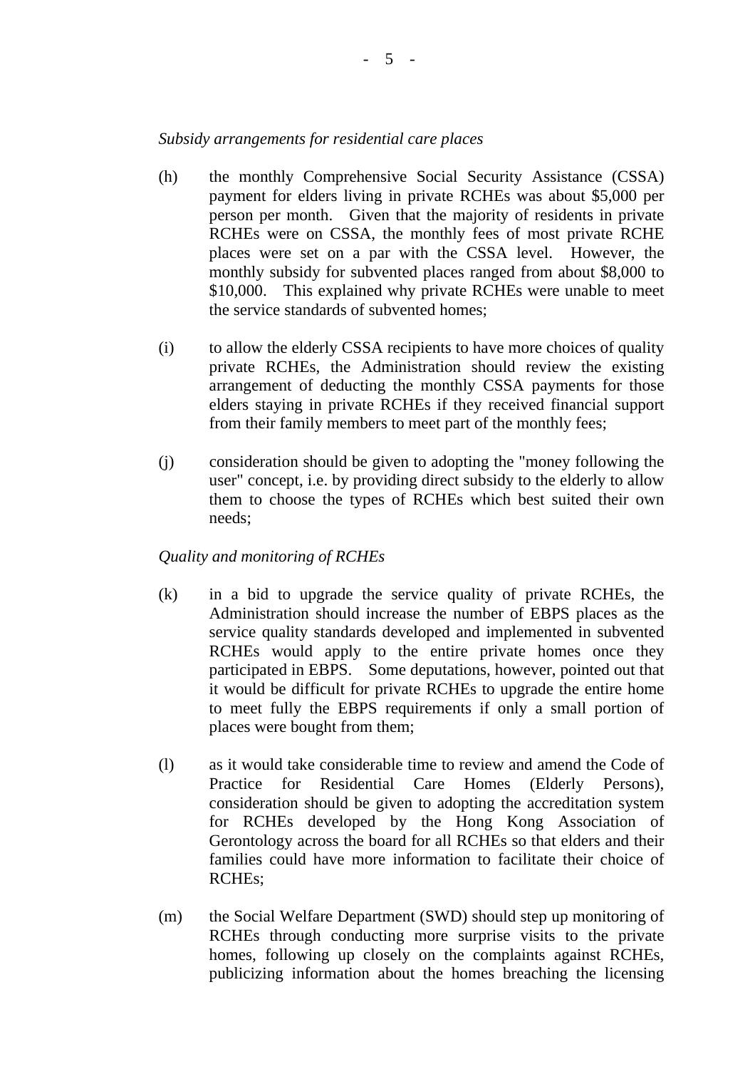*Subsidy arrangements for residential care places*

(h) the monthly Comprehensive Social Security Assistance (CSSA) payment for elders living in private RCHEs was about $5,000 per person per month. Given that the majority of residents in private RCHEs were on CSSA, the monthly fees of most private RCHE places were set on a par with the CSSA level. However, the monthly subsidy for subvented places ranged from about $8,000 to $10,000. This explained why private RCHEs were unable to meet the service standards of subvented homes;

(i) to allow the elderly CSSA recipients to have more choices of quality private RCHEs, the Administration should review the existing arrangement of deducting the monthly CSSA payments for those elders staying in private RCHEs if they received financial support from their family members to meet part of the monthly fees;

(j) consideration should be given to adopting the "money following the user" concept, i.e. by providing direct subsidy to the elderly to allow them to choose the types of RCHEs which best suited their own needs;

*Quality and monitoring of RCHEs*

(k) in a bid to upgrade the service quality of private RCHEs, the Administration should increase the number of EBPS places as the service quality standards developed and implemented in subvented RCHEs would apply to the entire private homes once they participated in EBPS. Some deputations, however, pointed out that it would be difficult for private RCHEs to upgrade the entire home to meet fully the EBPS requirements if only a small portion of places were bought from them;

(l) as it would take considerable time to review and amend the Code of Practice for Residential Care Homes (Elderly Persons), consideration should be given to adopting the accreditation system for RCHEs developed by the Hong Kong Association of Gerontology across the board for all RCHEs so that elders and their families could have more information to facilitate their choice of RCHEs;

(m) the Social Welfare Department (SWD) should step up monitoring of RCHEs through conducting more surprise visits to the private homes, following up closely on the complaints against RCHEs, publicizing information about the homes breaching the licensing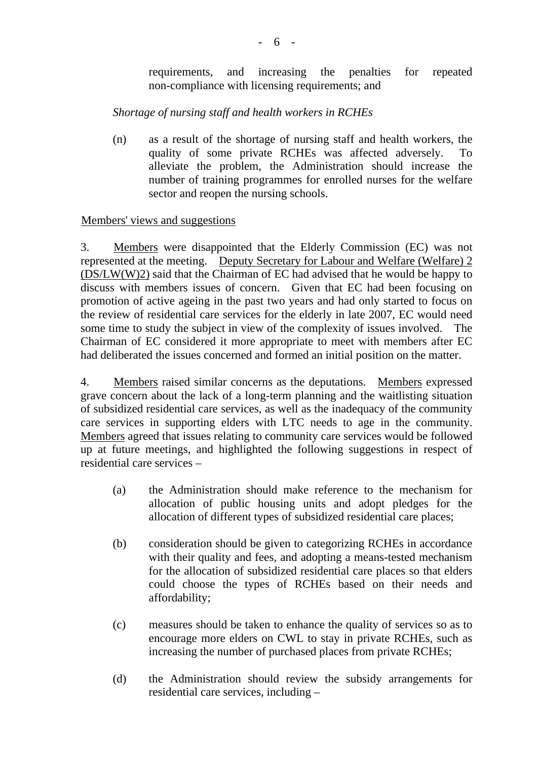requirements, and increasing the penalties for repeated non-compliance with licensing requirements; and

*Shortage of nursing staff and health workers in RCHEs*

(n) as a result of the shortage of nursing staff and health workers, the quality of some private RCHEs was affected adversely. To alleviate the problem, the Administration should increase the number of training programmes for enrolled nurses for the welfare sector and reopen the nursing schools.

Members' views and suggestions

3. Members were disappointed that the Elderly Commission (EC) was not represented at the meeting. Deputy Secretary for Labour and Welfare (Welfare) 2 (DS/LW(W)2) said that the Chairman of EC had advised that he would be happy to discuss with members issues of concern. Given that EC had been focusing on promotion of active ageing in the past two years and had only started to focus on the review of residential care services for the elderly in late 2007, EC would need some time to study the subject in view of the complexity of issues involved. The Chairman of EC considered it more appropriate to meet with members after EC had deliberated the issues concerned and formed an initial position on the matter.

4. Members raised similar concerns as the deputations. Members expressed grave concern about the lack of a long-term planning and the waitlisting situation of subsidized residential care services, as well as the inadequacy of the community care services in supporting elders with LTC needs to age in the community. Members agreed that issues relating to community care services would be followed up at future meetings, and highlighted the following suggestions in respect of residential care services –

(a) the Administration should make reference to the mechanism for allocation of public housing units and adopt pledges for the allocation of different types of subsidized residential care places;

(b) consideration should be given to categorizing RCHEs in accordance with their quality and fees, and adopting a means-tested mechanism for the allocation of subsidized residential care places so that elders could choose the types of RCHEs based on their needs and affordability;

(c) measures should be taken to enhance the quality of services so as to encourage more elders on CWL to stay in private RCHEs, such as increasing the number of purchased places from private RCHEs;

(d) the Administration should review the subsidy arrangements for residential care services, including –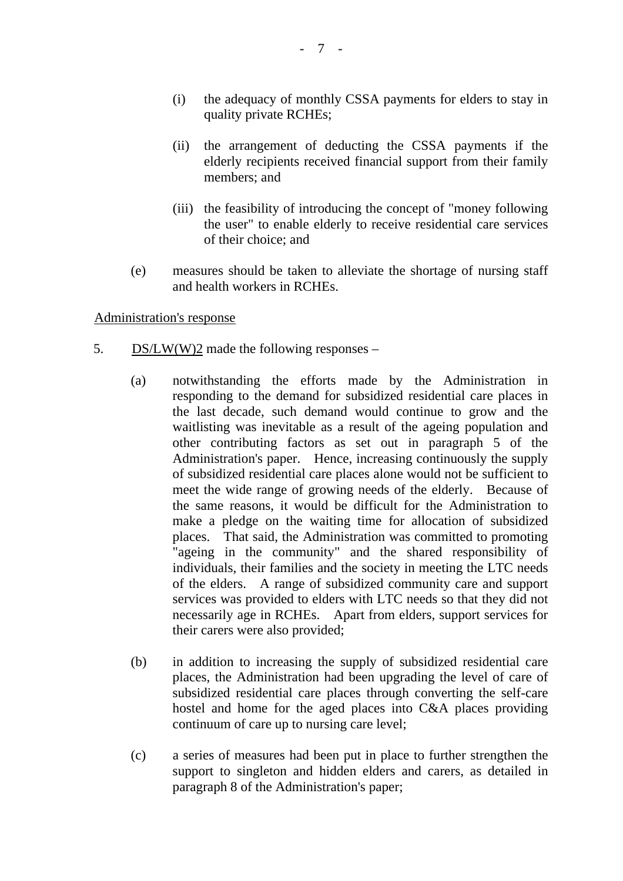(i) the adequacy of monthly CSSA payments for elders to stay in quality private RCHEs;

(ii) the arrangement of deducting the CSSA payments if the elderly recipients received financial support from their family members; and

(iii) the feasibility of introducing the concept of "money following the user" to enable elderly to receive residential care services of their choice; and

(e) measures should be taken to alleviate the shortage of nursing staff and health workers in RCHEs.

<u>Administration's response</u>

5. <u>DS/LW(W)2</u> made the following responses –

(a) notwithstanding the efforts made by the Administration in responding to the demand for subsidized residential care places in the last decade, such demand would continue to grow and the waitlisting was inevitable as a result of the ageing population and other contributing factors as set out in paragraph 5 of the Administration's paper. Hence, increasing continuously the supply of subsidized residential care places alone would not be sufficient to meet the wide range of growing needs of the elderly. Because of the same reasons, it would be difficult for the Administration to make a pledge on the waiting time for allocation of subsidized places. That said, the Administration was committed to promoting "ageing in the community" and the shared responsibility of individuals, their families and the society in meeting the LTC needs of the elders. A range of subsidized community care and support services was provided to elders with LTC needs so that they did not necessarily age in RCHEs. Apart from elders, support services for their carers were also provided;

(b) in addition to increasing the supply of subsidized residential care places, the Administration had been upgrading the level of care of subsidized residential care places through converting the self-care hostel and home for the aged places into C&A places providing continuum of care up to nursing care level;

(c) a series of measures had been put in place to further strengthen the support to singleton and hidden elders and carers, as detailed in paragraph 8 of the Administration's paper;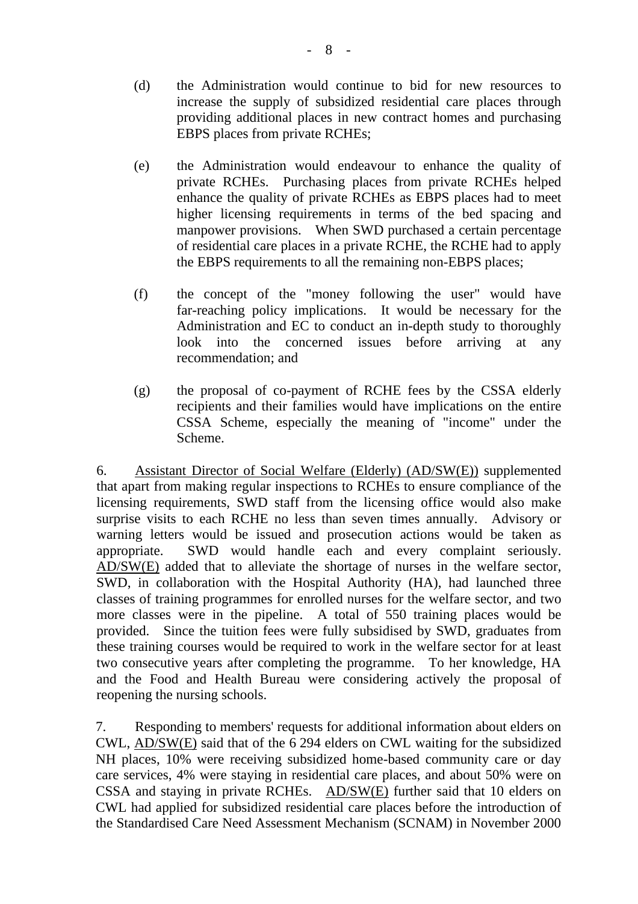(d) the Administration would continue to bid for new resources to increase the supply of subsidized residential care places through providing additional places in new contract homes and purchasing EBPS places from private RCHEs;

(e) the Administration would endeavour to enhance the quality of private RCHEs. Purchasing places from private RCHEs helped enhance the quality of private RCHEs as EBPS places had to meet higher licensing requirements in terms of the bed spacing and manpower provisions. When SWD purchased a certain percentage of residential care places in a private RCHE, the RCHE had to apply the EBPS requirements to all the remaining non-EBPS places;

(f) the concept of the "money following the user" would have far-reaching policy implications. It would be necessary for the Administration and EC to conduct an in-depth study to thoroughly look into the concerned issues before arriving at any recommendation; and

(g) the proposal of co-payment of RCHE fees by the CSSA elderly recipients and their families would have implications on the entire CSSA Scheme, especially the meaning of "income" under the Scheme.

6. Assistant Director of Social Welfare (Elderly) (AD/SW(E)) supplemented that apart from making regular inspections to RCHEs to ensure compliance of the licensing requirements, SWD staff from the licensing office would also make surprise visits to each RCHE no less than seven times annually. Advisory or warning letters would be issued and prosecution actions would be taken as appropriate. SWD would handle each and every complaint seriously. AD/SW(E) added that to alleviate the shortage of nurses in the welfare sector, SWD, in collaboration with the Hospital Authority (HA), had launched three classes of training programmes for enrolled nurses for the welfare sector, and two more classes were in the pipeline. A total of 550 training places would be provided. Since the tuition fees were fully subsidised by SWD, graduates from these training courses would be required to work in the welfare sector for at least two consecutive years after completing the programme. To her knowledge, HA and the Food and Health Bureau were considering actively the proposal of reopening the nursing schools.

7. Responding to members' requests for additional information about elders on CWL, AD/SW(E) said that of the 6 294 elders on CWL waiting for the subsidized NH places, 10% were receiving subsidized home-based community care or day care services, 4% were staying in residential care places, and about 50% were on CSSA and staying in private RCHEs. AD/SW(E) further said that 10 elders on CWL had applied for subsidized residential care places before the introduction of the Standardised Care Need Assessment Mechanism (SCNAM) in November 2000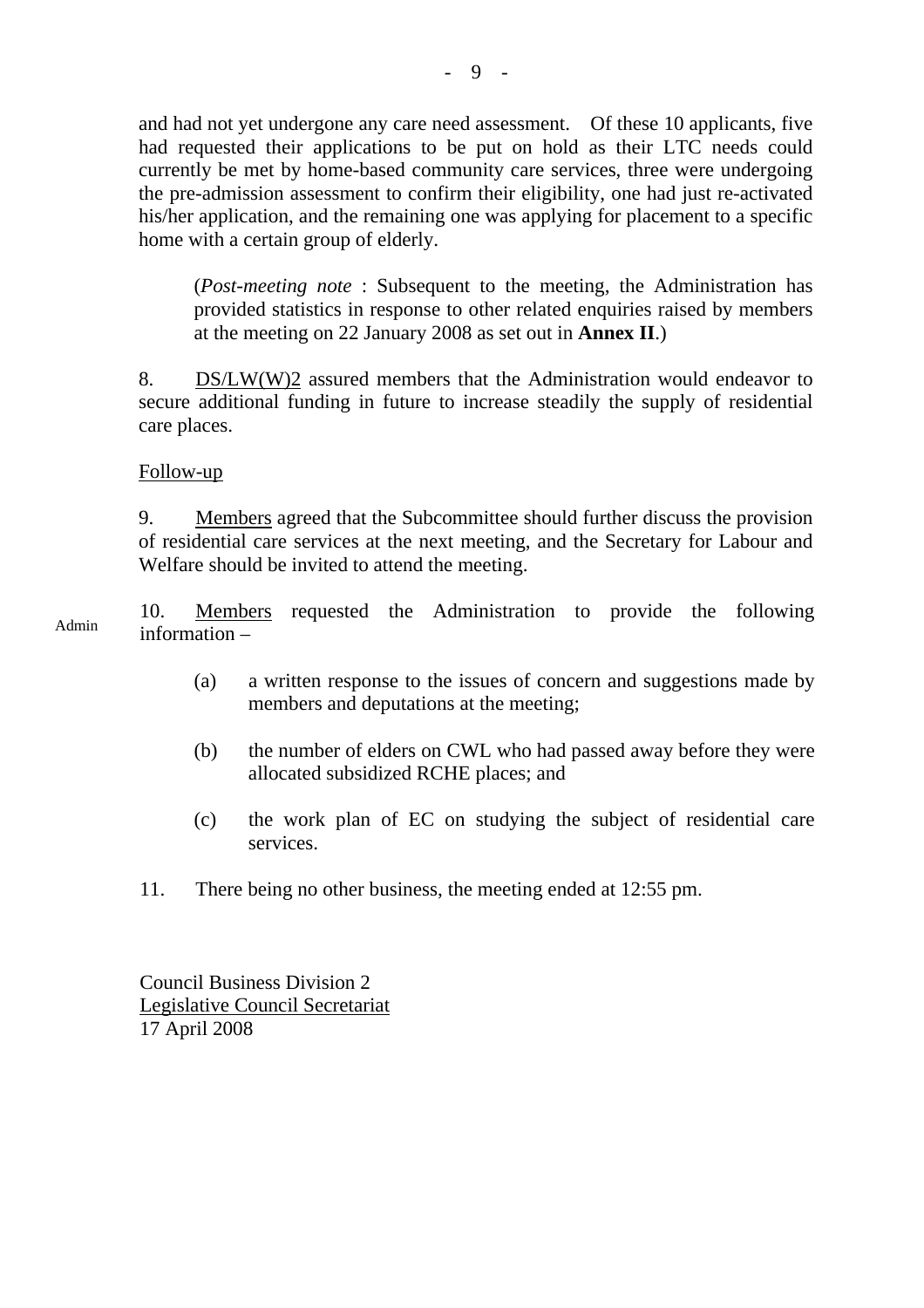and had not yet undergone any care need assessment. Of these 10 applicants, five had requested their applications to be put on hold as their LTC needs could currently be met by home-based community care services, three were undergoing the pre-admission assessment to confirm their eligibility, one had just re-activated his/her application, and the remaining one was applying for placement to a specific home with a certain group of elderly.

> (*Post-meeting note* : Subsequent to the meeting, the Administration has provided statistics in response to other related enquiries raised by members at the meeting on 22 January 2008 as set out in **Annex II**.)

8. DS/LW(W)2 assured members that the Administration would endeavor to secure additional funding in future to increase steadily the supply of residential care places.

Follow-up

9. Members agreed that the Subcommittee should further discuss the provision of residential care services at the next meeting, and the Secretary for Labour and Welfare should be invited to attend the meeting.

Admin

10. Members requested the Administration to provide the following information –

(a) a written response to the issues of concern and suggestions made by members and deputations at the meeting;

(b) the number of elders on CWL who had passed away before they were allocated subsidized RCHE places; and

(c) the work plan of EC on studying the subject of residential care services.

11. There being no other business, the meeting ended at 12:55 pm.

Council Business Division 2
Legislative Council Secretariat
17 April 2008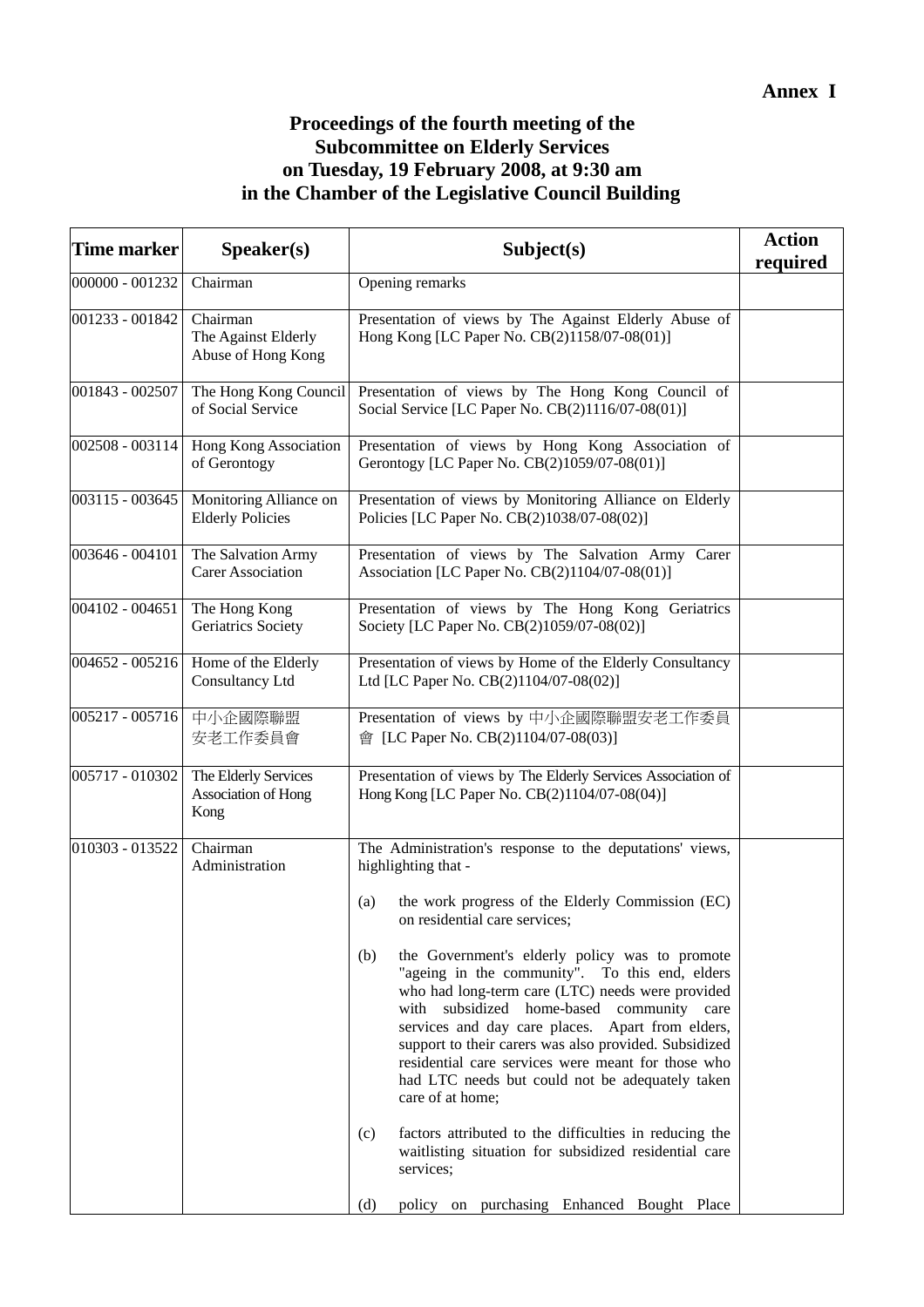**Annex I**

# Proceedings of the fourth meeting of the Subcommittee on Elderly Services on Tuesday, 19 February 2008, at 9:30 am in the Chamber of the Legislative Council Building

| Time marker | Speaker(s) | Subject(s) | Action required |
|---|---|---|---|
| 000000 - 001232 | Chairman | Opening remarks | |
| 001233 - 001842 | Chairman<br>The Against Elderly Abuse of Hong Kong | Presentation of views by The Against Elderly Abuse of Hong Kong [LC Paper No. CB(2)1158/07-08(01)] | |
| 001843 - 002507 | The Hong Kong Council of Social Service | Presentation of views by The Hong Kong Council of Social Service [LC Paper No. CB(2)1116/07-08(01)] | |
| 002508 - 003114 | Hong Kong Association of Gerontogy | Presentation of views by Hong Kong Association of Gerontogy [LC Paper No. CB(2)1059/07-08(01)] | |
| 003115 - 003645 | Monitoring Alliance on Elderly Policies | Presentation of views by Monitoring Alliance on Elderly Policies [LC Paper No. CB(2)1038/07-08(02)] | |
| 003646 - 004101 | The Salvation Army Carer Association | Presentation of views by The Salvation Army Carer Association [LC Paper No. CB(2)1104/07-08(01)] | |
| 004102 - 004651 | The Hong Kong Geriatrics Society | Presentation of views by The Hong Kong Geriatrics Society [LC Paper No. CB(2)1059/07-08(02)] | |
| 004652 - 005216 | Home of the Elderly Consultancy Ltd | Presentation of views by Home of the Elderly Consultancy Ltd [LC Paper No. CB(2)1104/07-08(02)] | |
| 005217 - 005716 | 中小企國際聯盟安老工作委員會 | Presentation of views by 中小企國際聯盟安老工作委員會 [LC Paper No. CB(2)1104/07-08(03)] | |
| 005717 - 010302 | The Elderly Services Association of Hong Kong | Presentation of views by The Elderly Services Association of Hong Kong [LC Paper No. CB(2)1104/07-08(04)] | |
| 010303 - 013522 | Chairman<br>Administration | The Administration's response to the deputations' views, highlighting that -<br><br>(a) the work progress of the Elderly Commission (EC) on residential care services;<br><br>(b) the Government's elderly policy was to promote "ageing in the community". To this end, elders who had long-term care (LTC) needs were provided with subsidized home-based community care services and day care places. Apart from elders, support to their carers was also provided. Subsidized residential care services were meant for those who had LTC needs but could not be adequately taken care of at home;<br><br>(c) factors attributed to the difficulties in reducing the waitlisting situation for subsidized residential care services;<br><br>(d) policy on purchasing Enhanced Bought Place | |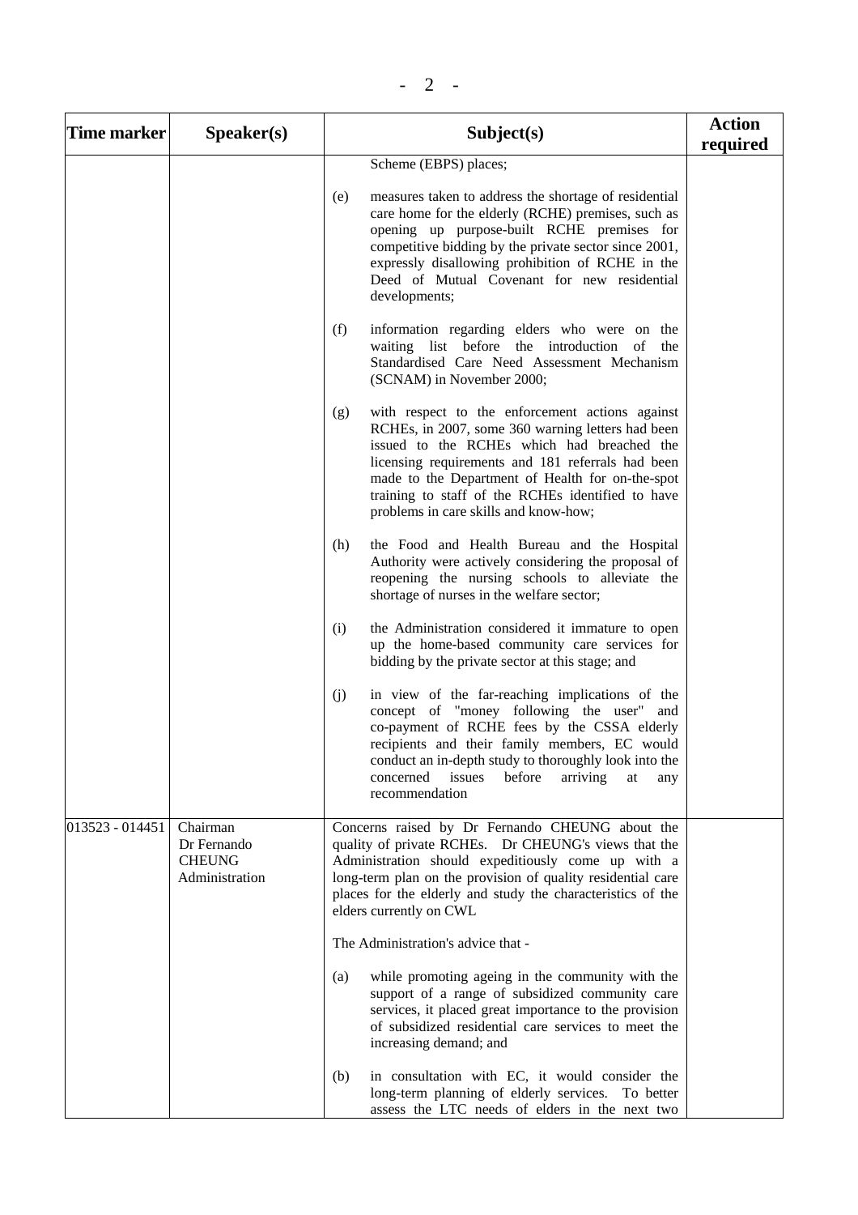| Time marker | Speaker(s) | Subject(s) | Action required |
|---|---|---|---|
| | | Scheme (EBPS) places;<br><br>(e) measures taken to address the shortage of residential care home for the elderly (RCHE) premises, such as opening up purpose-built RCHE premises for competitive bidding by the private sector since 2001, expressly disallowing prohibition of RCHE in the Deed of Mutual Covenant for new residential developments;<br><br>(f) information regarding elders who were on the waiting list before the introduction of the Standardised Care Need Assessment Mechanism (SCNAM) in November 2000;<br><br>(g) with respect to the enforcement actions against RCHEs, in 2007, some 360 warning letters had been issued to the RCHEs which had breached the licensing requirements and 181 referrals had been made to the Department of Health for on-the-spot training to staff of the RCHEs identified to have problems in care skills and know-how;<br><br>(h) the Food and Health Bureau and the Hospital Authority were actively considering the proposal of reopening the nursing schools to alleviate the shortage of nurses in the welfare sector;<br><br>(i) the Administration considered it immature to open up the home-based community care services for bidding by the private sector at this stage; and<br><br>(j) in view of the far-reaching implications of the concept of "money following the user" and co-payment of RCHE fees by the CSSA elderly recipients and their family members, EC would conduct an in-depth study to thoroughly look into the concerned issues before arriving at any recommendation | |
| 013523 - 014451 | Chairman<br>Dr Fernando CHEUNG<br>Administration | Concerns raised by Dr Fernando CHEUNG about the quality of private RCHEs. Dr CHEUNG's views that the Administration should expeditiously come up with a long-term plan on the provision of quality residential care places for the elderly and study the characteristics of the elders currently on CWL<br><br>The Administration's advice that -<br><br>(a) while promoting ageing in the community with the support of a range of subsidized community care services, it placed great importance to the provision of subsidized residential care services to meet the increasing demand; and<br><br>(b) in consultation with EC, it would consider the long-term planning of elderly services. To better assess the LTC needs of elders in the next two | |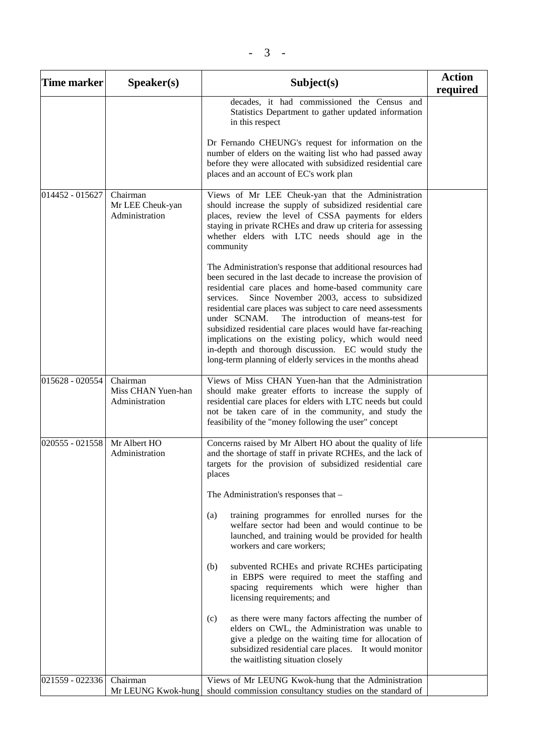| Time marker | Speaker(s) | Subject(s) | Action required |
|---|---|---|---|
| | | decades, it had commissioned the Census and Statistics Department to gather updated information in this respect<br><br>Dr Fernando CHEUNG's request for information on the number of elders on the waiting list who had passed away before they were allocated with subsidized residential care places and an account of EC's work plan | |
| 014452 - 015627 | Chairman<br>Mr LEE Cheuk-yan<br>Administration | Views of Mr LEE Cheuk-yan that the Administration should increase the supply of subsidized residential care places, review the level of CSSA payments for elders staying in private RCHEs and draw up criteria for assessing whether elders with LTC needs should age in the community<br><br>The Administration's response that additional resources had been secured in the last decade to increase the provision of residential care places and home-based community care services. Since November 2003, access to subsidized residential care places was subject to care need assessments under SCNAM. The introduction of means-test for subsidized residential care places would have far-reaching implications on the existing policy, which would need in-depth and thorough discussion. EC would study the long-term planning of elderly services in the months ahead | |
| 015628 - 020554 | Chairman<br>Miss CHAN Yuen-han<br>Administration | Views of Miss CHAN Yuen-han that the Administration should make greater efforts to increase the supply of residential care places for elders with LTC needs but could not be taken care of in the community, and study the feasibility of the "money following the user" concept | |
| 020555 - 021558 | Mr Albert HO<br>Administration | Concerns raised by Mr Albert HO about the quality of life and the shortage of staff in private RCHEs, and the lack of targets for the provision of subsidized residential care places<br><br>The Administration's responses that –<br><br>(a) training programmes for enrolled nurses for the welfare sector had been and would continue to be launched, and training would be provided for health workers and care workers;<br><br>(b) subvented RCHEs and private RCHEs participating in EBPS were required to meet the staffing and spacing requirements which were higher than licensing requirements; and<br><br>(c) as there were many factors affecting the number of elders on CWL, the Administration was unable to give a pledge on the waiting time for allocation of subsidized residential care places. It would monitor the waitlisting situation closely | |
| 021559 - 022336 | Chairman<br>Mr LEUNG Kwok-hung | Views of Mr LEUNG Kwok-hung that the Administration should commission consultancy studies on the standard of | |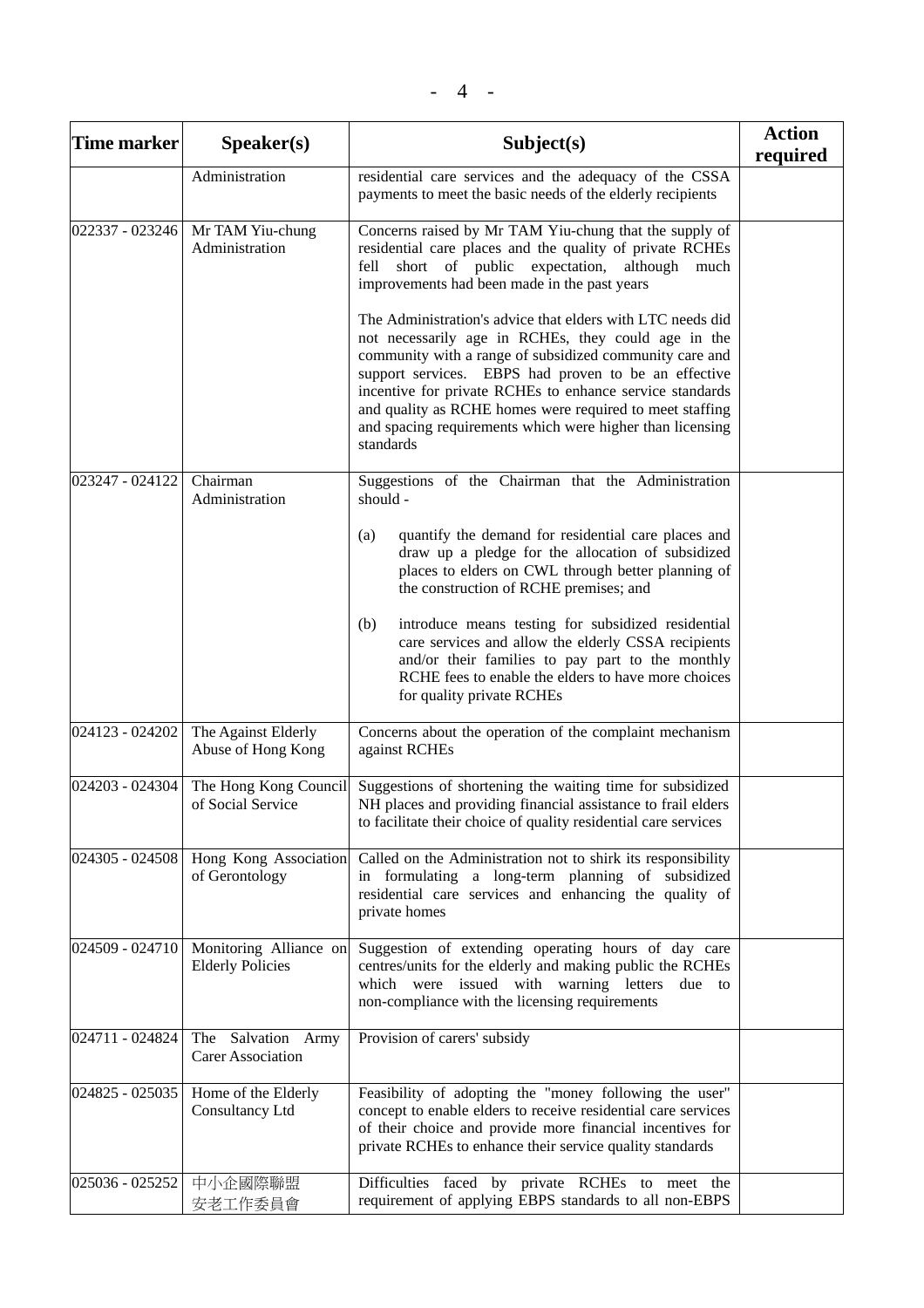| Time marker | Speaker(s) | Subject(s) | Action required |
|---|---|---|---|
| | Administration | residential care services and the adequacy of the CSSA payments to meet the basic needs of the elderly recipients | |
| 022337 - 023246 | Mr TAM Yiu-chung<br>Administration | Concerns raised by Mr TAM Yiu-chung that the supply of residential care places and the quality of private RCHEs fell short of public expectation, although much improvements had been made in the past years<br><br>The Administration's advice that elders with LTC needs did not necessarily age in RCHEs, they could age in the community with a range of subsidized community care and support services. EBPS had proven to be an effective incentive for private RCHEs to enhance service standards and quality as RCHE homes were required to meet staffing and spacing requirements which were higher than licensing standards | |
| 023247 - 024122 | Chairman<br>Administration | Suggestions of the Chairman that the Administration should -<br><br>(a) quantify the demand for residential care places and draw up a pledge for the allocation of subsidized places to elders on CWL through better planning of the construction of RCHE premises; and<br><br>(b) introduce means testing for subsidized residential care services and allow the elderly CSSA recipients and/or their families to pay part to the monthly RCHE fees to enable the elders to have more choices for quality private RCHEs | |
| 024123 - 024202 | The Against Elderly Abuse of Hong Kong | Concerns about the operation of the complaint mechanism against RCHEs | |
| 024203 - 024304 | The Hong Kong Council of Social Service | Suggestions of shortening the waiting time for subsidized NH places and providing financial assistance to frail elders to facilitate their choice of quality residential care services | |
| 024305 - 024508 | Hong Kong Association of Gerontology | Called on the Administration not to shirk its responsibility in formulating a long-term planning of subsidized residential care services and enhancing the quality of private homes | |
| 024509 - 024710 | Monitoring Alliance on Elderly Policies | Suggestion of extending operating hours of day care centres/units for the elderly and making public the RCHEs which were issued with warning letters due to non-compliance with the licensing requirements | |
| 024711 - 024824 | The Salvation Army Carer Association | Provision of carers' subsidy | |
| 024825 - 025035 | Home of the Elderly Consultancy Ltd | Feasibility of adopting the "money following the user" concept to enable elders to receive residential care services of their choice and provide more financial incentives for private RCHEs to enhance their service quality standards | |
| 025036 - 025252 | 中小企國際聯盟<br>安老工作委員會 | Difficulties faced by private RCHEs to meet the requirement of applying EBPS standards to all non-EBPS | |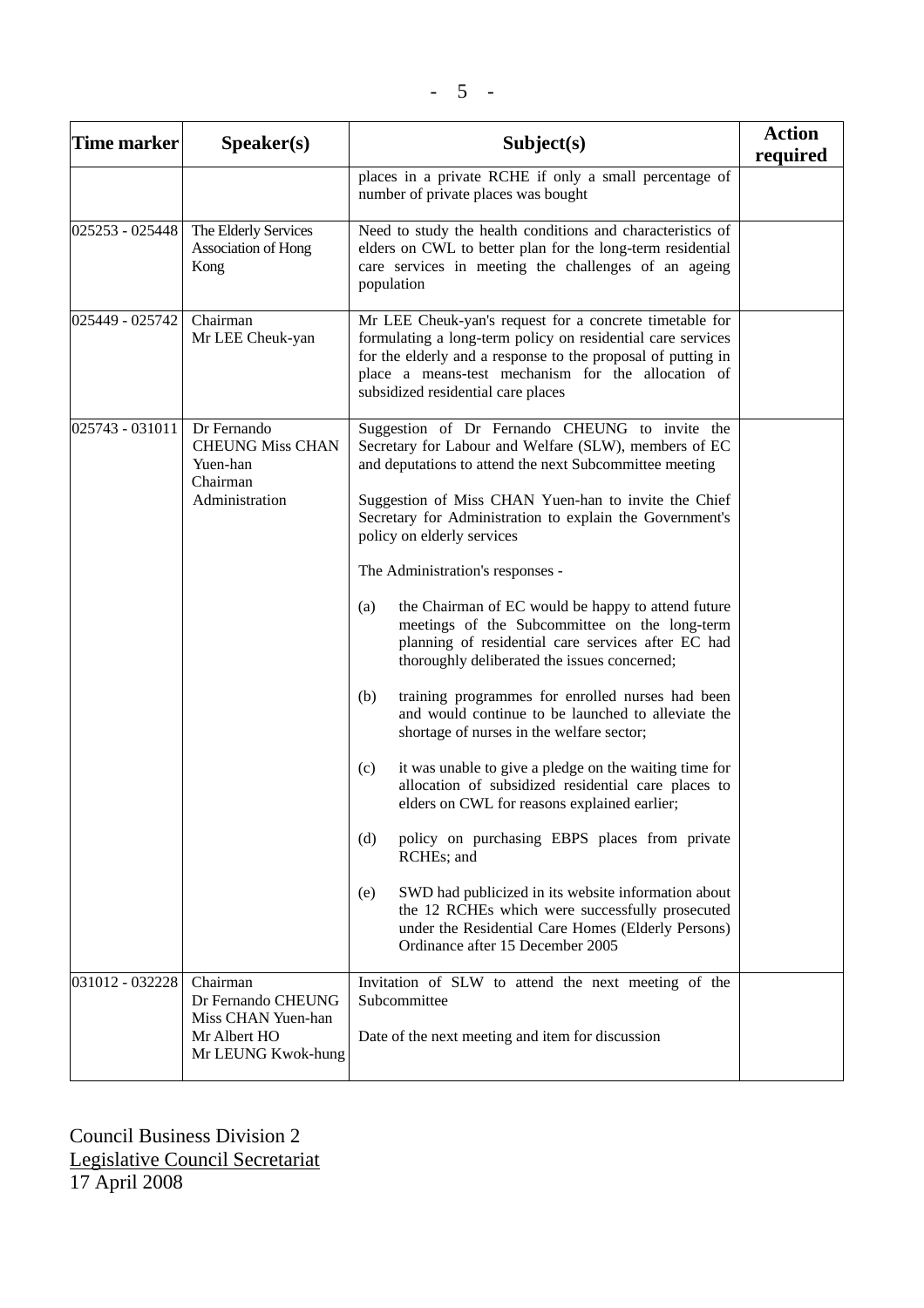| Time marker | Speaker(s) | Subject(s) | Action required |
|---|---|---|---|
| | | places in a private RCHE if only a small percentage of number of private places was bought | |
| 025253 - 025448 | The Elderly Services Association of Hong Kong | Need to study the health conditions and characteristics of elders on CWL to better plan for the long-term residential care services in meeting the challenges of an ageing population | |
| 025449 - 025742 | Chairman<br>Mr LEE Cheuk-yan | Mr LEE Cheuk-yan's request for a concrete timetable for formulating a long-term policy on residential care services for the elderly and a response to the proposal of putting in place a means-test mechanism for the allocation of subsidized residential care places | |
| 025743 - 031011 | Dr Fernando CHEUNG Miss CHAN Yuen-han<br>Chairman<br>Administration | Suggestion of Dr Fernando CHEUNG to invite the Secretary for Labour and Welfare (SLW), members of EC and deputations to attend the next Subcommittee meeting<br><br>Suggestion of Miss CHAN Yuen-han to invite the Chief Secretary for Administration to explain the Government's policy on elderly services<br><br>The Administration's responses -<br><br>(a) the Chairman of EC would be happy to attend future meetings of the Subcommittee on the long-term planning of residential care services after EC had thoroughly deliberated the issues concerned;<br><br>(b) training programmes for enrolled nurses had been and would continue to be launched to alleviate the shortage of nurses in the welfare sector;<br><br>(c) it was unable to give a pledge on the waiting time for allocation of subsidized residential care places to elders on CWL for reasons explained earlier;<br><br>(d) policy on purchasing EBPS places from private RCHEs; and<br><br>(e) SWD had publicized in its website information about the 12 RCHEs which were successfully prosecuted under the Residential Care Homes (Elderly Persons) Ordinance after 15 December 2005 | |
| 031012 - 032228 | Chairman<br>Dr Fernando CHEUNG<br>Miss CHAN Yuen-han<br>Mr Albert HO<br>Mr LEUNG Kwok-hung | Invitation of SLW to attend the next meeting of the Subcommittee<br><br>Date of the next meeting and item for discussion | |

Council Business Division 2
Legislative Council Secretariat
17 April 2008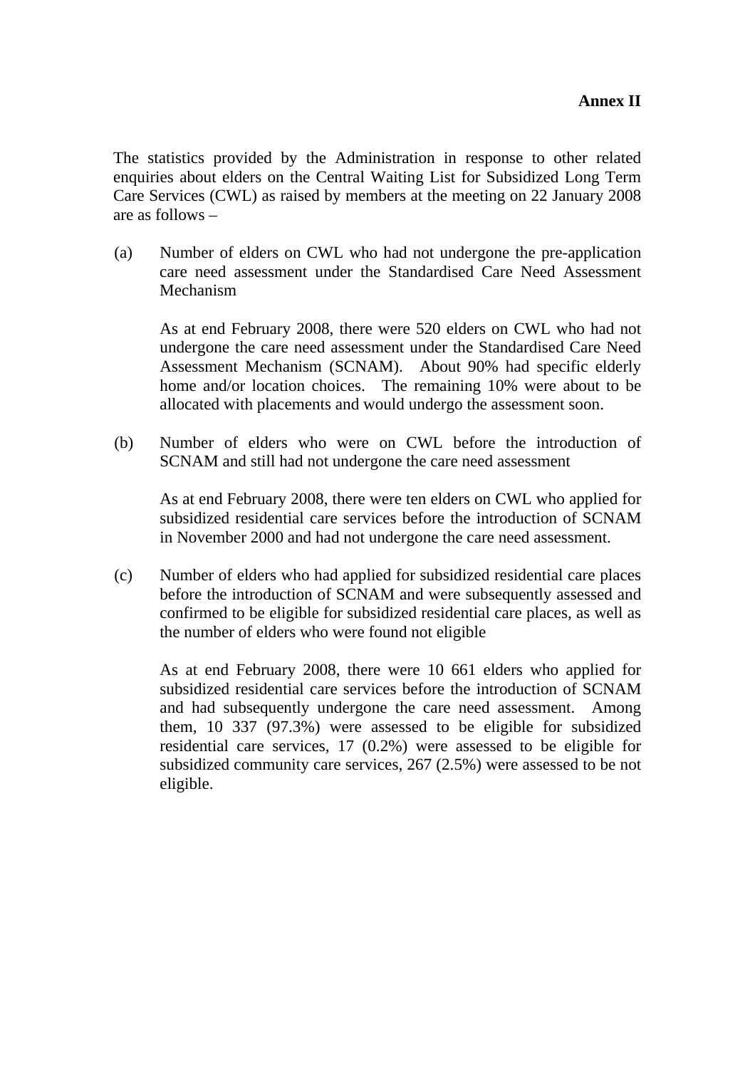**Annex II**

The statistics provided by the Administration in response to other related enquiries about elders on the Central Waiting List for Subsidized Long Term Care Services (CWL) as raised by members at the meeting on 22 January 2008 are as follows –

(a) Number of elders on CWL who had not undergone the pre-application care need assessment under the Standardised Care Need Assessment Mechanism

As at end February 2008, there were 520 elders on CWL who had not undergone the care need assessment under the Standardised Care Need Assessment Mechanism (SCNAM). About 90% had specific elderly home and/or location choices. The remaining 10% were about to be allocated with placements and would undergo the assessment soon.

(b) Number of elders who were on CWL before the introduction of SCNAM and still had not undergone the care need assessment

As at end February 2008, there were ten elders on CWL who applied for subsidized residential care services before the introduction of SCNAM in November 2000 and had not undergone the care need assessment.

(c) Number of elders who had applied for subsidized residential care places before the introduction of SCNAM and were subsequently assessed and confirmed to be eligible for subsidized residential care places, as well as the number of elders who were found not eligible

As at end February 2008, there were 10 661 elders who applied for subsidized residential care services before the introduction of SCNAM and had subsequently undergone the care need assessment. Among them, 10 337 (97.3%) were assessed to be eligible for subsidized residential care services, 17 (0.2%) were assessed to be eligible for subsidized community care services, 267 (2.5%) were assessed to be not eligible.